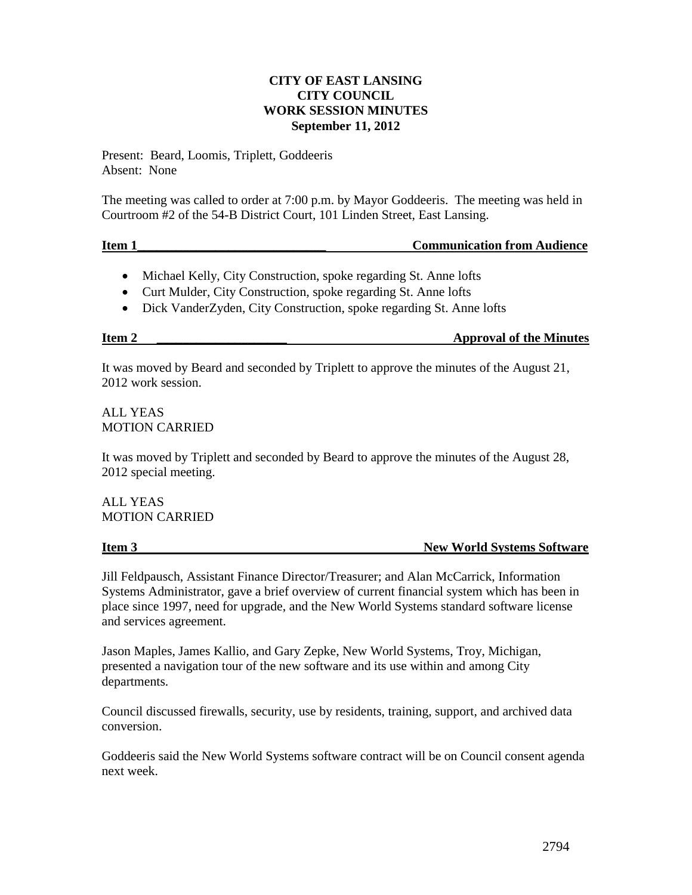**CITY OF EAST LANSING**
**CITY COUNCIL**
**WORK SESSION MINUTES**
**September 11, 2012**

Present: Beard, Loomis, Triplett, Goddeeris
Absent: None

The meeting was called to order at 7:00 p.m. by Mayor Goddeeris. The meeting was held in Courtroom #2 of the 54-B District Court, 101 Linden Street, East Lansing.

**Item 1 — Communication from Audience**

- Michael Kelly, City Construction, spoke regarding St. Anne lofts
- Curt Mulder, City Construction, spoke regarding St. Anne lofts
- Dick VanderZyden, City Construction, spoke regarding St. Anne lofts

**Item 2 — Approval of the Minutes**

It was moved by Beard and seconded by Triplett to approve the minutes of the August 21, 2012 work session.

ALL YEAS
MOTION CARRIED

It was moved by Triplett and seconded by Beard to approve the minutes of the August 28, 2012 special meeting.

ALL YEAS
MOTION CARRIED

**Item 3 — New World Systems Software**

Jill Feldpausch, Assistant Finance Director/Treasurer; and Alan McCarrick, Information Systems Administrator, gave a brief overview of current financial system which has been in place since 1997, need for upgrade, and the New World Systems standard software license and services agreement.

Jason Maples, James Kallio, and Gary Zepke, New World Systems, Troy, Michigan, presented a navigation tour of the new software and its use within and among City departments.

Council discussed firewalls, security, use by residents, training, support, and archived data conversion.

Goddeeris said the New World Systems software contract will be on Council consent agenda next week.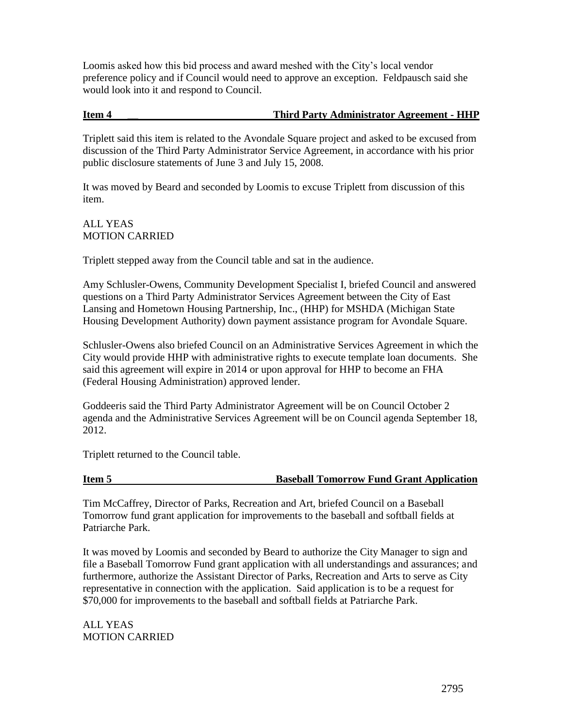Loomis asked how this bid process and award meshed with the City's local vendor preference policy and if Council would need to approve an exception. Feldpausch said she would look into it and respond to Council.

**Item 4 — Third Party Administrator Agreement - HHP**

Triplett said this item is related to the Avondale Square project and asked to be excused from discussion of the Third Party Administrator Service Agreement, in accordance with his prior public disclosure statements of June 3 and July 15, 2008.

It was moved by Beard and seconded by Loomis to excuse Triplett from discussion of this item.

ALL YEAS
MOTION CARRIED

Triplett stepped away from the Council table and sat in the audience.

Amy Schlusler-Owens, Community Development Specialist I, briefed Council and answered questions on a Third Party Administrator Services Agreement between the City of East Lansing and Hometown Housing Partnership, Inc., (HHP) for MSHDA (Michigan State Housing Development Authority) down payment assistance program for Avondale Square.

Schlusler-Owens also briefed Council on an Administrative Services Agreement in which the City would provide HHP with administrative rights to execute template loan documents. She said this agreement will expire in 2014 or upon approval for HHP to become an FHA (Federal Housing Administration) approved lender.

Goddeeris said the Third Party Administrator Agreement will be on Council October 2 agenda and the Administrative Services Agreement will be on Council agenda September 18, 2012.

Triplett returned to the Council table.

**Item 5 — Baseball Tomorrow Fund Grant Application**

Tim McCaffrey, Director of Parks, Recreation and Art, briefed Council on a Baseball Tomorrow fund grant application for improvements to the baseball and softball fields at Patriarche Park.

It was moved by Loomis and seconded by Beard to authorize the City Manager to sign and file a Baseball Tomorrow Fund grant application with all understandings and assurances; and furthermore, authorize the Assistant Director of Parks, Recreation and Arts to serve as City representative in connection with the application. Said application is to be a request for $70,000 for improvements to the baseball and softball fields at Patriarche Park.

ALL YEAS
MOTION CARRIED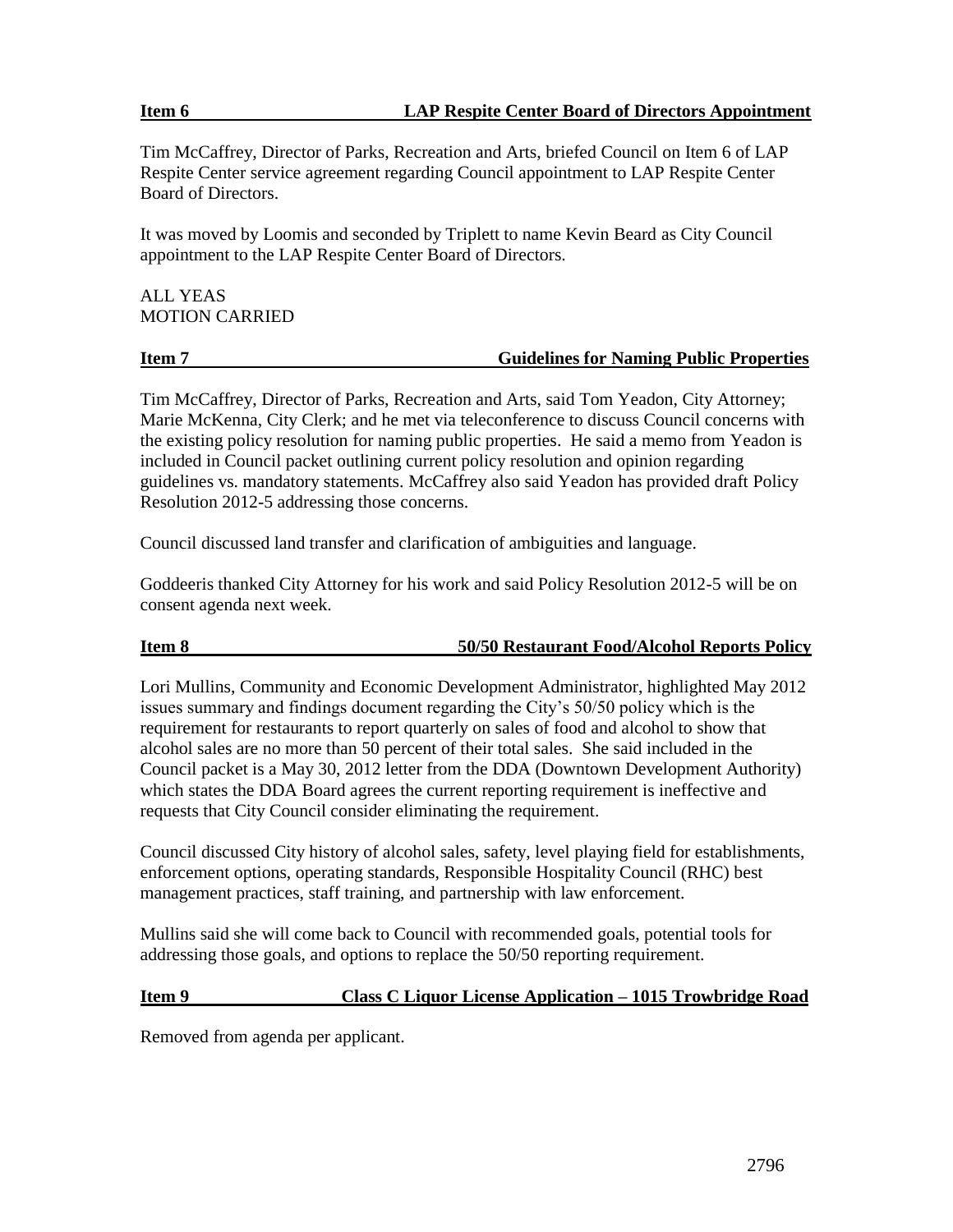**Item 6 LAP Respite Center Board of Directors Appointment**

Tim McCaffrey, Director of Parks, Recreation and Arts, briefed Council on Item 6 of LAP Respite Center service agreement regarding Council appointment to LAP Respite Center Board of Directors.

It was moved by Loomis and seconded by Triplett to name Kevin Beard as City Council appointment to the LAP Respite Center Board of Directors.

ALL YEAS
MOTION CARRIED

**Item 7 Guidelines for Naming Public Properties**

Tim McCaffrey, Director of Parks, Recreation and Arts, said Tom Yeadon, City Attorney; Marie McKenna, City Clerk; and he met via teleconference to discuss Council concerns with the existing policy resolution for naming public properties. He said a memo from Yeadon is included in Council packet outlining current policy resolution and opinion regarding guidelines vs. mandatory statements. McCaffrey also said Yeadon has provided draft Policy Resolution 2012-5 addressing those concerns.

Council discussed land transfer and clarification of ambiguities and language.

Goddeeris thanked City Attorney for his work and said Policy Resolution 2012-5 will be on consent agenda next week.

**Item 8 50/50 Restaurant Food/Alcohol Reports Policy**

Lori Mullins, Community and Economic Development Administrator, highlighted May 2012 issues summary and findings document regarding the City's 50/50 policy which is the requirement for restaurants to report quarterly on sales of food and alcohol to show that alcohol sales are no more than 50 percent of their total sales. She said included in the Council packet is a May 30, 2012 letter from the DDA (Downtown Development Authority) which states the DDA Board agrees the current reporting requirement is ineffective and requests that City Council consider eliminating the requirement.

Council discussed City history of alcohol sales, safety, level playing field for establishments, enforcement options, operating standards, Responsible Hospitality Council (RHC) best management practices, staff training, and partnership with law enforcement.

Mullins said she will come back to Council with recommended goals, potential tools for addressing those goals, and options to replace the 50/50 reporting requirement.

**Item 9 Class C Liquor License Application – 1015 Trowbridge Road**

Removed from agenda per applicant.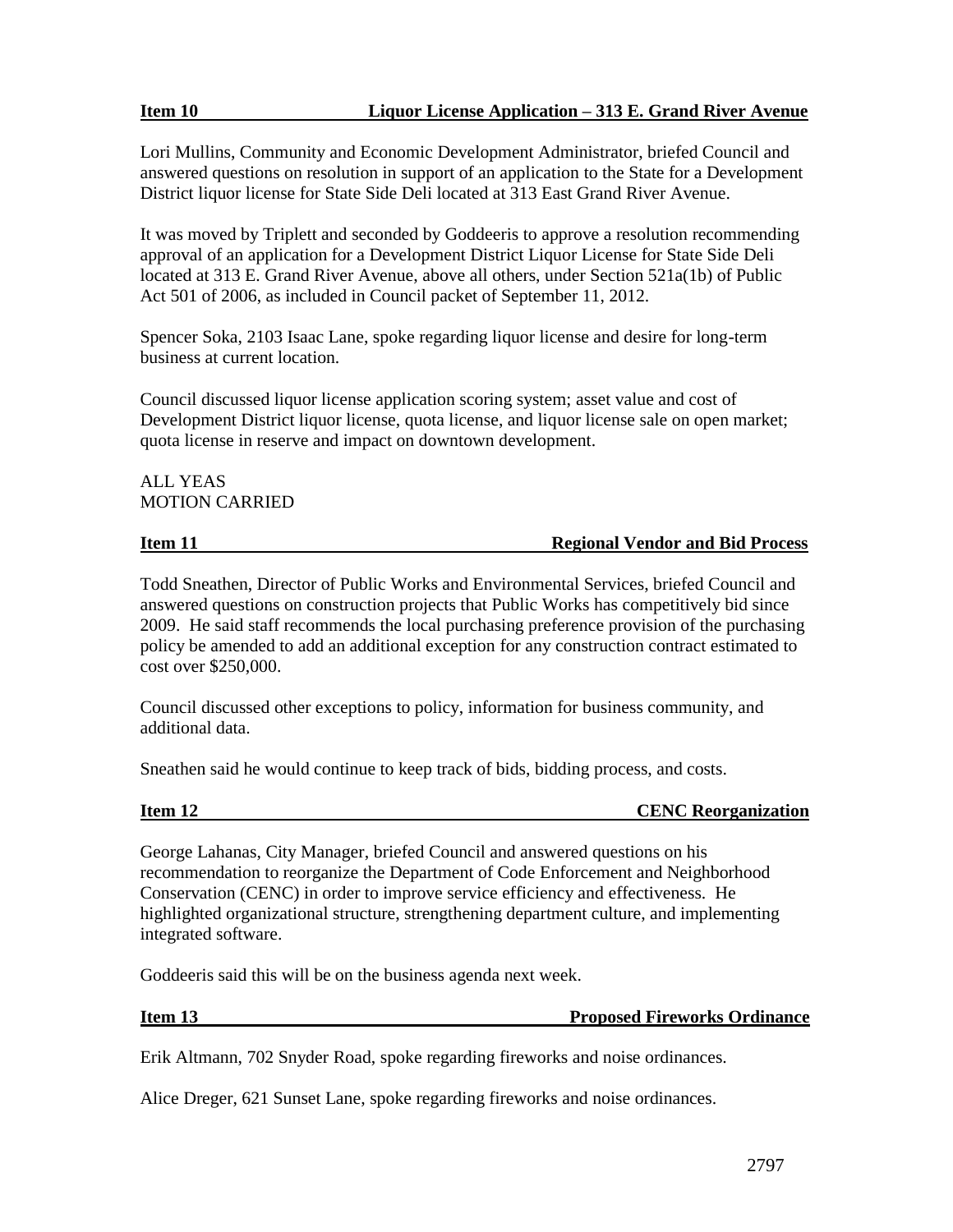**Item 10 Liquor License Application – 313 E. Grand River Avenue**

Lori Mullins, Community and Economic Development Administrator, briefed Council and answered questions on resolution in support of an application to the State for a Development District liquor license for State Side Deli located at 313 East Grand River Avenue.

It was moved by Triplett and seconded by Goddeeris to approve a resolution recommending approval of an application for a Development District Liquor License for State Side Deli located at 313 E. Grand River Avenue, above all others, under Section 521a(1b) of Public Act 501 of 2006, as included in Council packet of September 11, 2012.

Spencer Soka, 2103 Isaac Lane, spoke regarding liquor license and desire for long-term business at current location.

Council discussed liquor license application scoring system; asset value and cost of Development District liquor license, quota license, and liquor license sale on open market; quota license in reserve and impact on downtown development.

ALL YEAS
MOTION CARRIED

**Item 11 Regional Vendor and Bid Process**

Todd Sneathen, Director of Public Works and Environmental Services, briefed Council and answered questions on construction projects that Public Works has competitively bid since 2009. He said staff recommends the local purchasing preference provision of the purchasing policy be amended to add an additional exception for any construction contract estimated to cost over $250,000.

Council discussed other exceptions to policy, information for business community, and additional data.

Sneathen said he would continue to keep track of bids, bidding process, and costs.

**Item 12 CENC Reorganization**

George Lahanas, City Manager, briefed Council and answered questions on his recommendation to reorganize the Department of Code Enforcement and Neighborhood Conservation (CENC) in order to improve service efficiency and effectiveness. He highlighted organizational structure, strengthening department culture, and implementing integrated software.

Goddeeris said this will be on the business agenda next week.

**Item 13 Proposed Fireworks Ordinance**

Erik Altmann, 702 Snyder Road, spoke regarding fireworks and noise ordinances.

Alice Dreger, 621 Sunset Lane, spoke regarding fireworks and noise ordinances.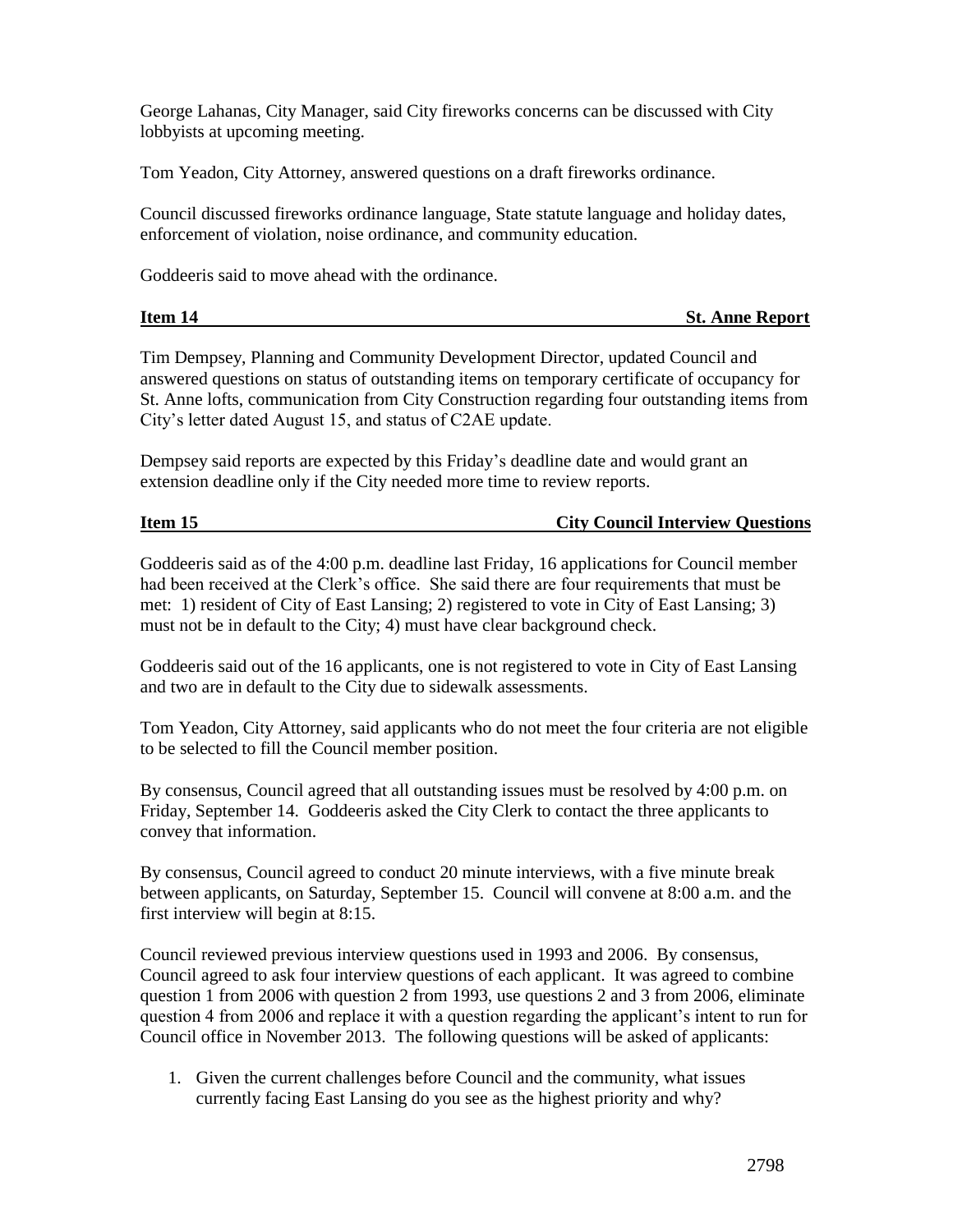George Lahanas, City Manager, said City fireworks concerns can be discussed with City lobbyists at upcoming meeting.

Tom Yeadon, City Attorney, answered questions on a draft fireworks ordinance.

Council discussed fireworks ordinance language, State statute language and holiday dates, enforcement of violation, noise ordinance, and community education.

Goddeeris said to move ahead with the ordinance.

**Item 14 — St. Anne Report**

Tim Dempsey, Planning and Community Development Director, updated Council and answered questions on status of outstanding items on temporary certificate of occupancy for St. Anne lofts, communication from City Construction regarding four outstanding items from City's letter dated August 15, and status of C2AE update.

Dempsey said reports are expected by this Friday's deadline date and would grant an extension deadline only if the City needed more time to review reports.

**Item 15 — City Council Interview Questions**

Goddeeris said as of the 4:00 p.m. deadline last Friday, 16 applications for Council member had been received at the Clerk's office. She said there are four requirements that must be met: 1) resident of City of East Lansing; 2) registered to vote in City of East Lansing; 3) must not be in default to the City; 4) must have clear background check.

Goddeeris said out of the 16 applicants, one is not registered to vote in City of East Lansing and two are in default to the City due to sidewalk assessments.

Tom Yeadon, City Attorney, said applicants who do not meet the four criteria are not eligible to be selected to fill the Council member position.

By consensus, Council agreed that all outstanding issues must be resolved by 4:00 p.m. on Friday, September 14. Goddeeris asked the City Clerk to contact the three applicants to convey that information.

By consensus, Council agreed to conduct 20 minute interviews, with a five minute break between applicants, on Saturday, September 15. Council will convene at 8:00 a.m. and the first interview will begin at 8:15.

Council reviewed previous interview questions used in 1993 and 2006. By consensus, Council agreed to ask four interview questions of each applicant. It was agreed to combine question 1 from 2006 with question 2 from 1993, use questions 2 and 3 from 2006, eliminate question 4 from 2006 and replace it with a question regarding the applicant's intent to run for Council office in November 2013. The following questions will be asked of applicants:

1. Given the current challenges before Council and the community, what issues currently facing East Lansing do you see as the highest priority and why?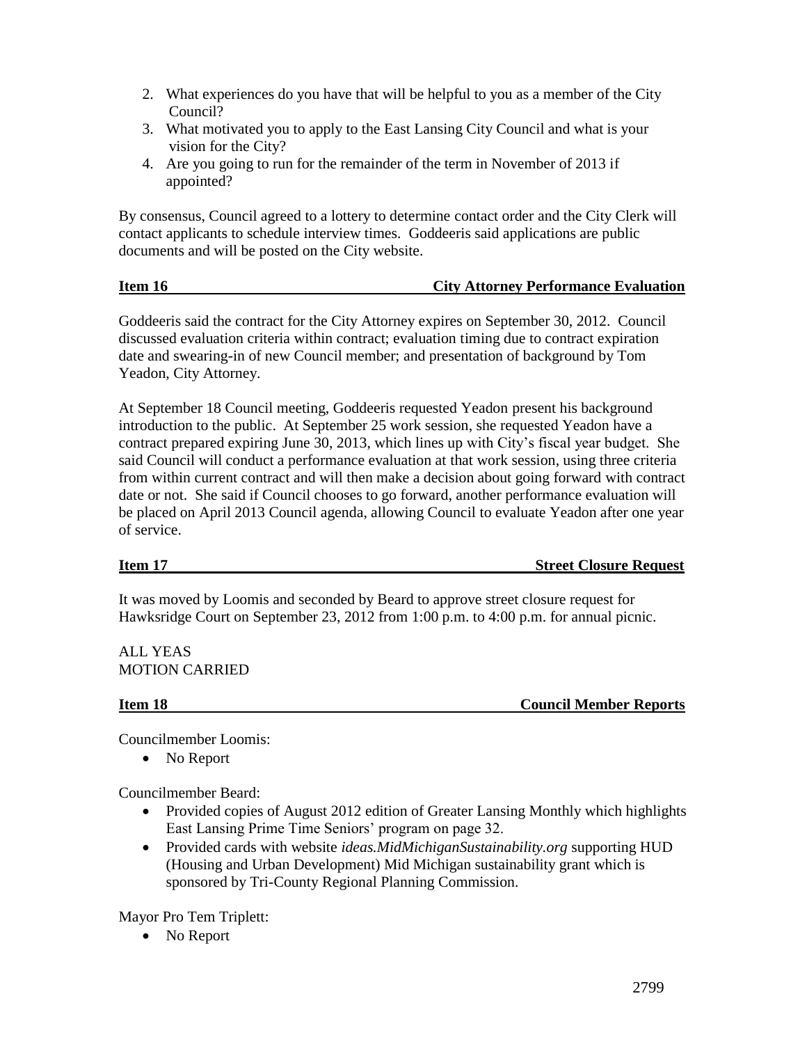2. What experiences do you have that will be helpful to you as a member of the City Council?
3. What motivated you to apply to the East Lansing City Council and what is your vision for the City?
4. Are you going to run for the remainder of the term in November of 2013 if appointed?

By consensus, Council agreed to a lottery to determine contact order and the City Clerk will contact applicants to schedule interview times. Goddeeris said applications are public documents and will be posted on the City website.

**Item 16 — City Attorney Performance Evaluation**

Goddeeris said the contract for the City Attorney expires on September 30, 2012. Council discussed evaluation criteria within contract; evaluation timing due to contract expiration date and swearing-in of new Council member; and presentation of background by Tom Yeadon, City Attorney.

At September 18 Council meeting, Goddeeris requested Yeadon present his background introduction to the public. At September 25 work session, she requested Yeadon have a contract prepared expiring June 30, 2013, which lines up with City's fiscal year budget. She said Council will conduct a performance evaluation at that work session, using three criteria from within current contract and will then make a decision about going forward with contract date or not. She said if Council chooses to go forward, another performance evaluation will be placed on April 2013 Council agenda, allowing Council to evaluate Yeadon after one year of service.

**Item 17 — Street Closure Request**

It was moved by Loomis and seconded by Beard to approve street closure request for Hawksridge Court on September 23, 2012 from 1:00 p.m. to 4:00 p.m. for annual picnic.

ALL YEAS
MOTION CARRIED

**Item 18 — Council Member Reports**

Councilmember Loomis:

- No Report

Councilmember Beard:

- Provided copies of August 2012 edition of Greater Lansing Monthly which highlights East Lansing Prime Time Seniors' program on page 32.
- Provided cards with website *ideas.MidMichiganSustainability.org* supporting HUD (Housing and Urban Development) Mid Michigan sustainability grant which is sponsored by Tri-County Regional Planning Commission.

Mayor Pro Tem Triplett:

- No Report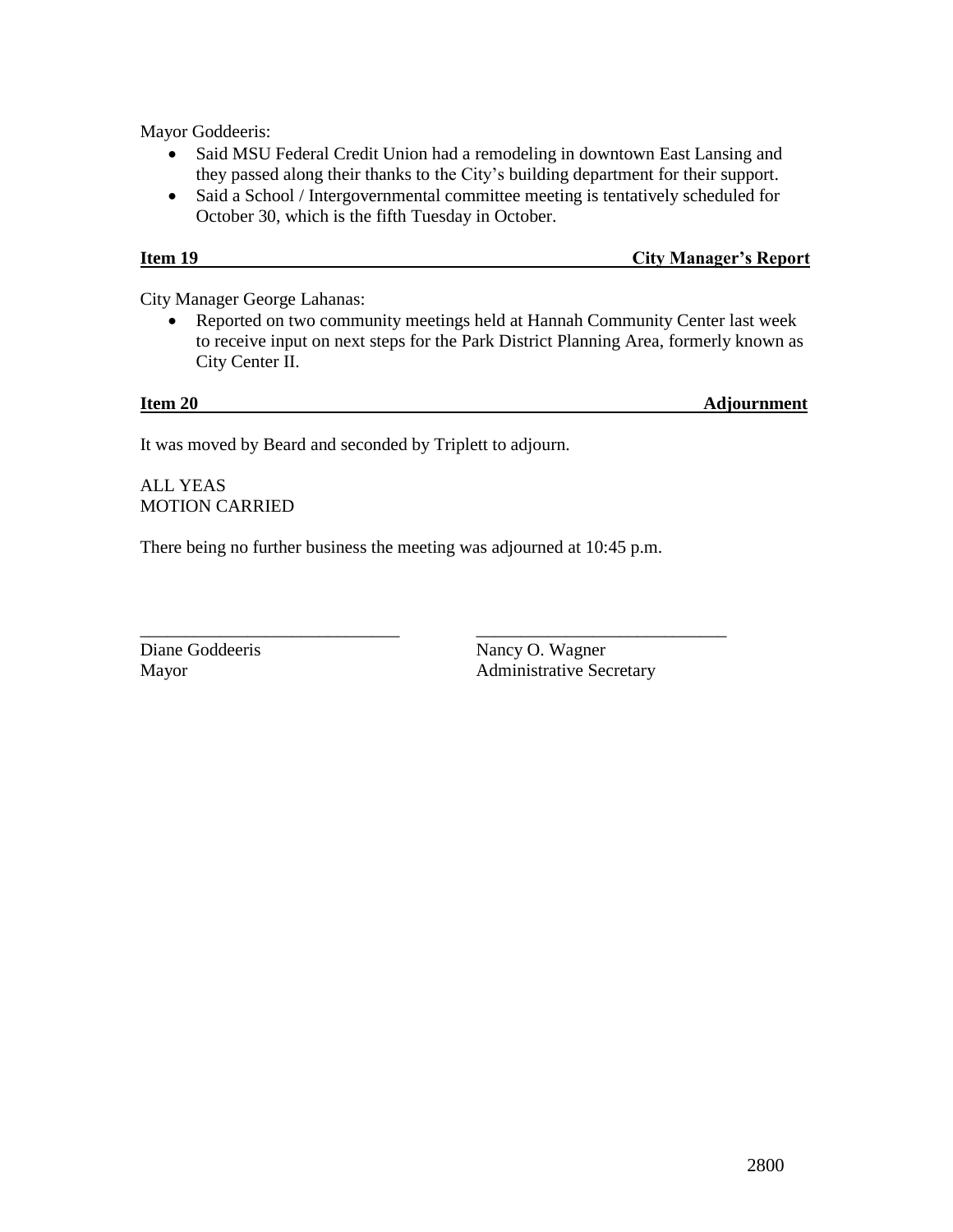Mayor Goddeeris:

- Said MSU Federal Credit Union had a remodeling in downtown East Lansing and they passed along their thanks to the City's building department for their support.
- Said a School / Intergovernmental committee meeting is tentatively scheduled for October 30, which is the fifth Tuesday in October.

**Item 19 City Manager's Report**

City Manager George Lahanas:

- Reported on two community meetings held at Hannah Community Center last week to receive input on next steps for the Park District Planning Area, formerly known as City Center II.

**Item 20 Adjournment**

It was moved by Beard and seconded by Triplett to adjourn.

ALL YEAS
MOTION CARRIED

There being no further business the meeting was adjourned at 10:45 p.m.

| | |
|---|---|
| _____________________________ | _____________________________ |
| Diane Goddeeris | Nancy O. Wagner |
| Mayor | Administrative Secretary |